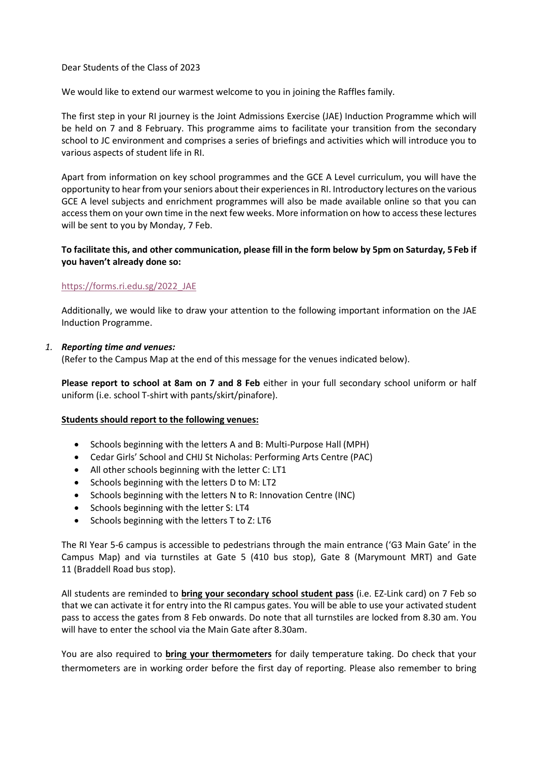Dear Students of the Class of 2023

We would like to extend our warmest welcome to you in joining the Raffles family.

The first step in your RI journey is the Joint Admissions Exercise (JAE) Induction Programme which will be held on 7 and 8 February. This programme aims to facilitate your transition from the secondary school to JC environment and comprises a series of briefings and activities which will introduce you to various aspects of student life in RI.

Apart from information on key school programmes and the GCE A Level curriculum, you will have the opportunity to hear from your seniors about their experiences in RI. Introductory lectures on the various GCE A level subjects and enrichment programmes will also be made available online so that you can access them on your own time in the next few weeks. More information on how to access these lectures will be sent to you by Monday, 7 Feb.

**To facilitate this, and other communication, please fill in the form below by 5pm on Saturday, 5 Feb if you haven't already done so:**

https://forms.ri.edu.sg/2022_JAE

Additionally, we would like to draw your attention to the following important information on the JAE Induction Programme.

1. ***Reporting time and venues:***
   (Refer to the Campus Map at the end of this message for the venues indicated below).

   **Please report to school at 8am on 7 and 8 Feb** either in your full secondary school uniform or half uniform (i.e. school T-shirt with pants/skirt/pinafore).

   **Students should report to the following venues:**

   - Schools beginning with the letters A and B: Multi-Purpose Hall (MPH)
   - Cedar Girls' School and CHIJ St Nicholas: Performing Arts Centre (PAC)
   - All other schools beginning with the letter C: LT1
   - Schools beginning with the letters D to M: LT2
   - Schools beginning with the letters N to R: Innovation Centre (INC)
   - Schools beginning with the letter S: LT4
   - Schools beginning with the letters T to Z: LT6

   The RI Year 5-6 campus is accessible to pedestrians through the main entrance ('G3 Main Gate' in the Campus Map) and via turnstiles at Gate 5 (410 bus stop), Gate 8 (Marymount MRT) and Gate 11 (Braddell Road bus stop).

   All students are reminded to **bring your secondary school student pass** (i.e. EZ-Link card) on 7 Feb so that we can activate it for entry into the RI campus gates. You will be able to use your activated student pass to access the gates from 8 Feb onwards. Do note that all turnstiles are locked from 8.30 am. You will have to enter the school via the Main Gate after 8.30am.

   You are also required to **bring your thermometers** for daily temperature taking. Do check that your thermometers are in working order before the first day of reporting. Please also remember to bring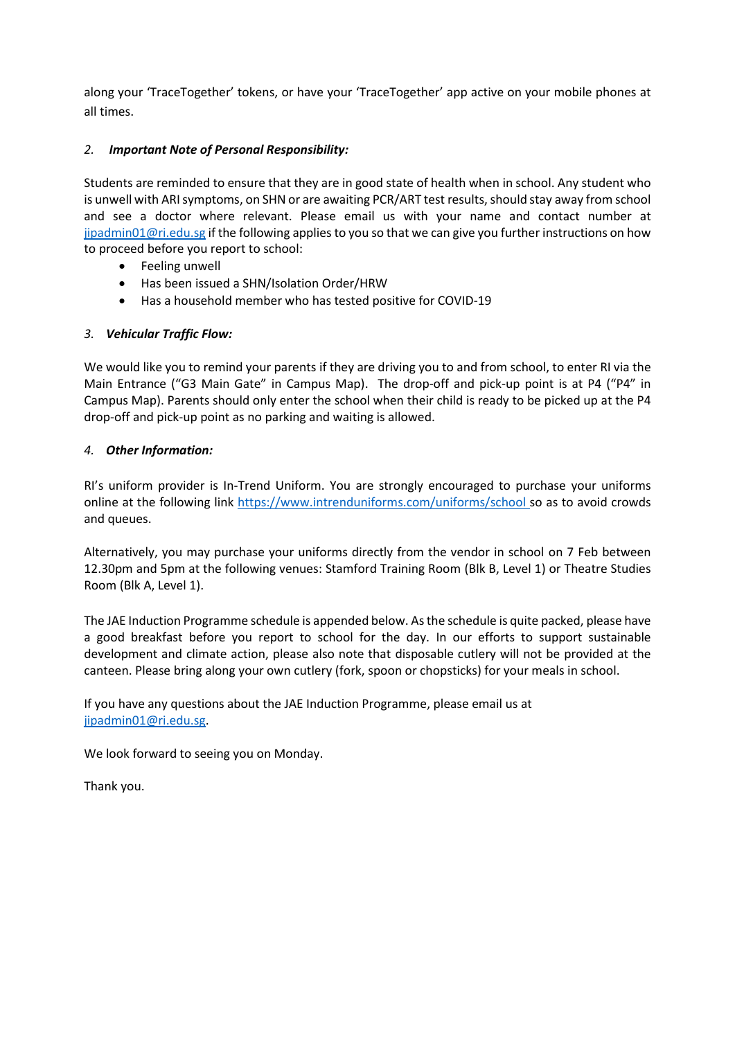along your 'TraceTogether' tokens, or have your 'TraceTogether' app active on your mobile phones at all times.

### 2. *Important Note of Personal Responsibility:*

Students are reminded to ensure that they are in good state of health when in school. Any student who is unwell with ARI symptoms, on SHN or are awaiting PCR/ART test results, should stay away from school and see a doctor where relevant. Please email us with your name and contact number at jipadmin01@ri.edu.sg if the following applies to you so that we can give you further instructions on how to proceed before you report to school:

- Feeling unwell
- Has been issued a SHN/Isolation Order/HRW
- Has a household member who has tested positive for COVID-19

### 3. *Vehicular Traffic Flow:*

We would like you to remind your parents if they are driving you to and from school, to enter RI via the Main Entrance ("G3 Main Gate" in Campus Map). The drop-off and pick-up point is at P4 ("P4" in Campus Map). Parents should only enter the school when their child is ready to be picked up at the P4 drop-off and pick-up point as no parking and waiting is allowed.

### 4. *Other Information:*

RI's uniform provider is In-Trend Uniform. You are strongly encouraged to purchase your uniforms online at the following link https://www.intrenduniforms.com/uniforms/school so as to avoid crowds and queues.

Alternatively, you may purchase your uniforms directly from the vendor in school on 7 Feb between 12.30pm and 5pm at the following venues: Stamford Training Room (Blk B, Level 1) or Theatre Studies Room (Blk A, Level 1).

The JAE Induction Programme schedule is appended below. As the schedule is quite packed, please have a good breakfast before you report to school for the day. In our efforts to support sustainable development and climate action, please also note that disposable cutlery will not be provided at the canteen. Please bring along your own cutlery (fork, spoon or chopsticks) for your meals in school.

If you have any questions about the JAE Induction Programme, please email us at jipadmin01@ri.edu.sg.

We look forward to seeing you on Monday.

Thank you.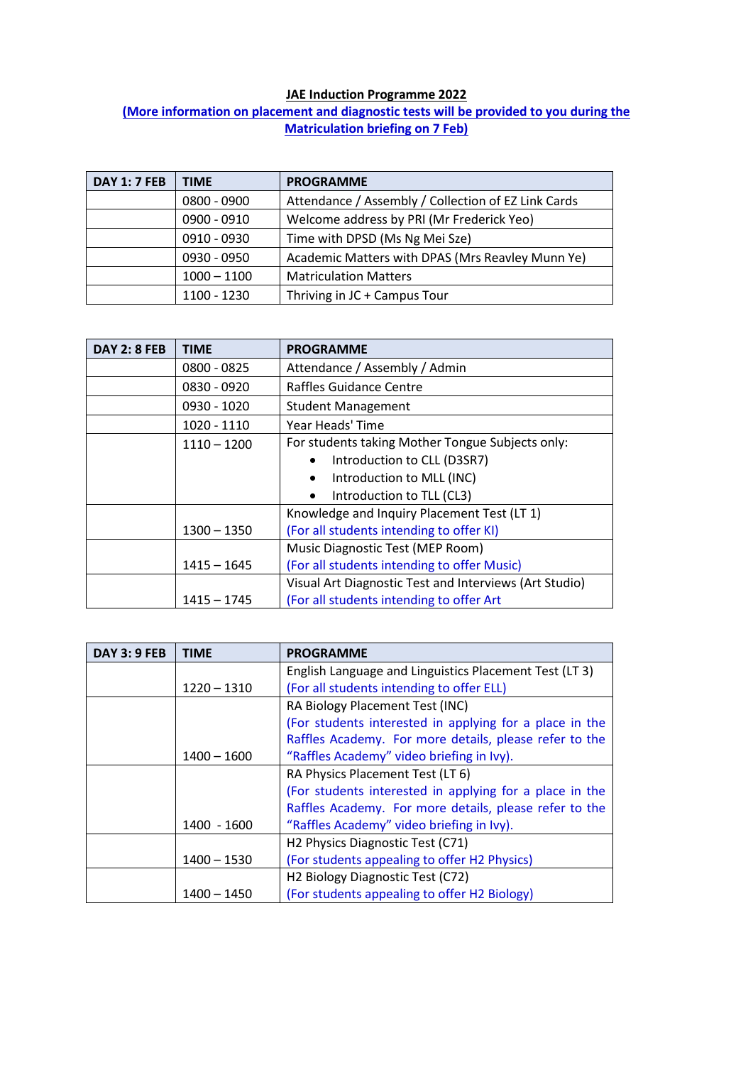**JAE Induction Programme 2022**

**(More information on placement and diagnostic tests will be provided to you during the Matriculation briefing on 7 Feb)**

| DAY 1: 7 FEB | TIME | PROGRAMME |
|---|---|---|
| | 0800 - 0900 | Attendance / Assembly / Collection of EZ Link Cards |
| | 0900 - 0910 | Welcome address by PRI (Mr Frederick Yeo) |
| | 0910 - 0930 | Time with DPSD (Ms Ng Mei Sze) |
| | 0930 - 0950 | Academic Matters with DPAS (Mrs Reavley Munn Ye) |
| | 1000 – 1100 | Matriculation Matters |
| | 1100 - 1230 | Thriving in JC + Campus Tour |

| DAY 2: 8 FEB | TIME | PROGRAMME |
|---|---|---|
| | 0800 - 0825 | Attendance / Assembly / Admin |
| | 0830 - 0920 | Raffles Guidance Centre |
| | 0930 - 1020 | Student Management |
| | 1020 - 1110 | Year Heads' Time |
| | 1110 – 1200 | For students taking Mother Tongue Subjects only:<br>• Introduction to CLL (D3SR7)<br>• Introduction to MLL (INC)<br>• Introduction to TLL (CL3) |
| | 1300 – 1350 | Knowledge and Inquiry Placement Test (LT 1)<br>(For all students intending to offer KI) |
| | 1415 – 1645 | Music Diagnostic Test (MEP Room)<br>(For all students intending to offer Music) |
| | 1415 – 1745 | Visual Art Diagnostic Test and Interviews (Art Studio)<br>(For all students intending to offer Art |

| DAY 3: 9 FEB | TIME | PROGRAMME |
|---|---|---|
| | 1220 – 1310 | English Language and Linguistics Placement Test (LT 3)<br>(For all students intending to offer ELL) |
| | 1400 – 1600 | RA Biology Placement Test (INC)<br>(For students interested in applying for a place in the Raffles Academy. For more details, please refer to the "Raffles Academy" video briefing in Ivy). |
| | 1400 - 1600 | RA Physics Placement Test (LT 6)<br>(For students interested in applying for a place in the Raffles Academy. For more details, please refer to the "Raffles Academy" video briefing in Ivy). |
| | 1400 – 1530 | H2 Physics Diagnostic Test (C71)<br>(For students appealing to offer H2 Physics) |
| | 1400 – 1450 | H2 Biology Diagnostic Test (C72)<br>(For students appealing to offer H2 Biology) |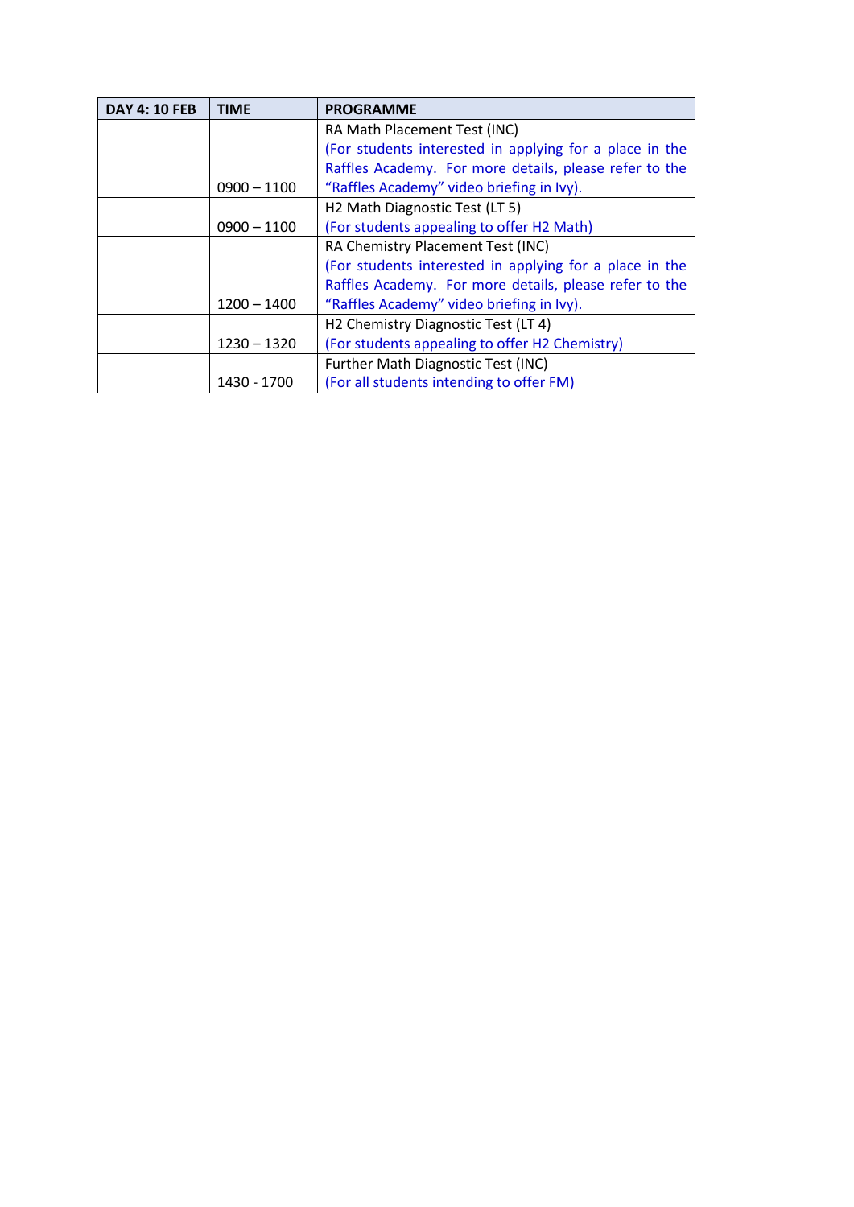| DAY 4: 10 FEB | TIME | PROGRAMME |
|---|---|---|
| | 0900 – 1100 | RA Math Placement Test (INC)<br>(For students interested in applying for a place in the Raffles Academy. For more details, please refer to the "Raffles Academy" video briefing in Ivy). |
| | 0900 – 1100 | H2 Math Diagnostic Test (LT 5)<br>(For students appealing to offer H2 Math) |
| | 1200 – 1400 | RA Chemistry Placement Test (INC)<br>(For students interested in applying for a place in the Raffles Academy. For more details, please refer to the "Raffles Academy" video briefing in Ivy). |
| | 1230 – 1320 | H2 Chemistry Diagnostic Test (LT 4)<br>(For students appealing to offer H2 Chemistry) |
| | 1430 - 1700 | Further Math Diagnostic Test (INC)<br>(For all students intending to offer FM) |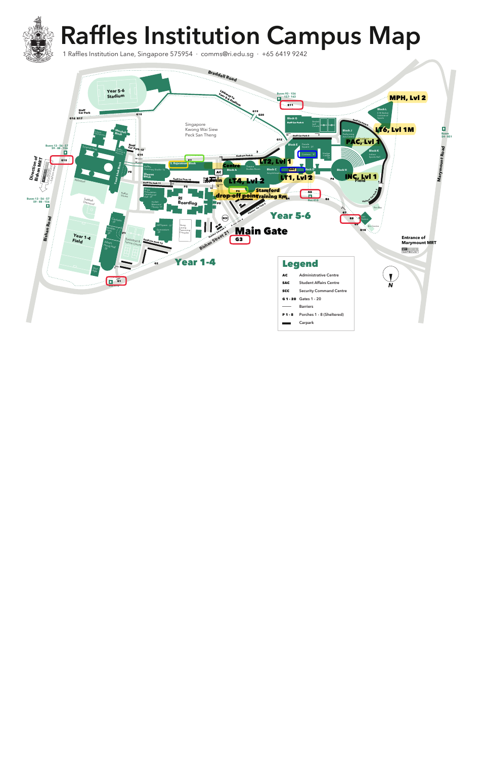# Raffles Institution Campus Map

1 Raffles Institution Lane, Singapore 575954 · comms@ri.edu.sg · +65 6419 9242

Braddell Road

Year 5-6 Stadium

Linkway to Year 5-6 Stadium

Singapore Kwong Wai Siew Peck San Theng

MPH, Lvl 2

LT6, Lvl 1M

PAC, Lvl 1

LT2, Lvl 1

Centre

LT1, Lvl 2

INC, Lvl 1

Admin

LT4, Lvl 2

Stamford Training Rm

drop-off point

RI Boarding

Year 5-6

Main Gate

G3

Year 1-4

Year 1-4 Field

Bishan Road

Bishan Street 21

Marymount Road

Direction of Bishan MRT

Entrance of Marymount MRT

## Legend

| | |
|---|---|
| AC | Administrative Centre |
| SAC | Student Affairs Centre |
| SCC | Security Command Centre |
| G 1 - 20 | Gates 1 - 20 |
| —— | Barriers |
| P 1 - 8 | Porches 1 - 8 (Sheltered) |
| ▬ | Carpark |

N